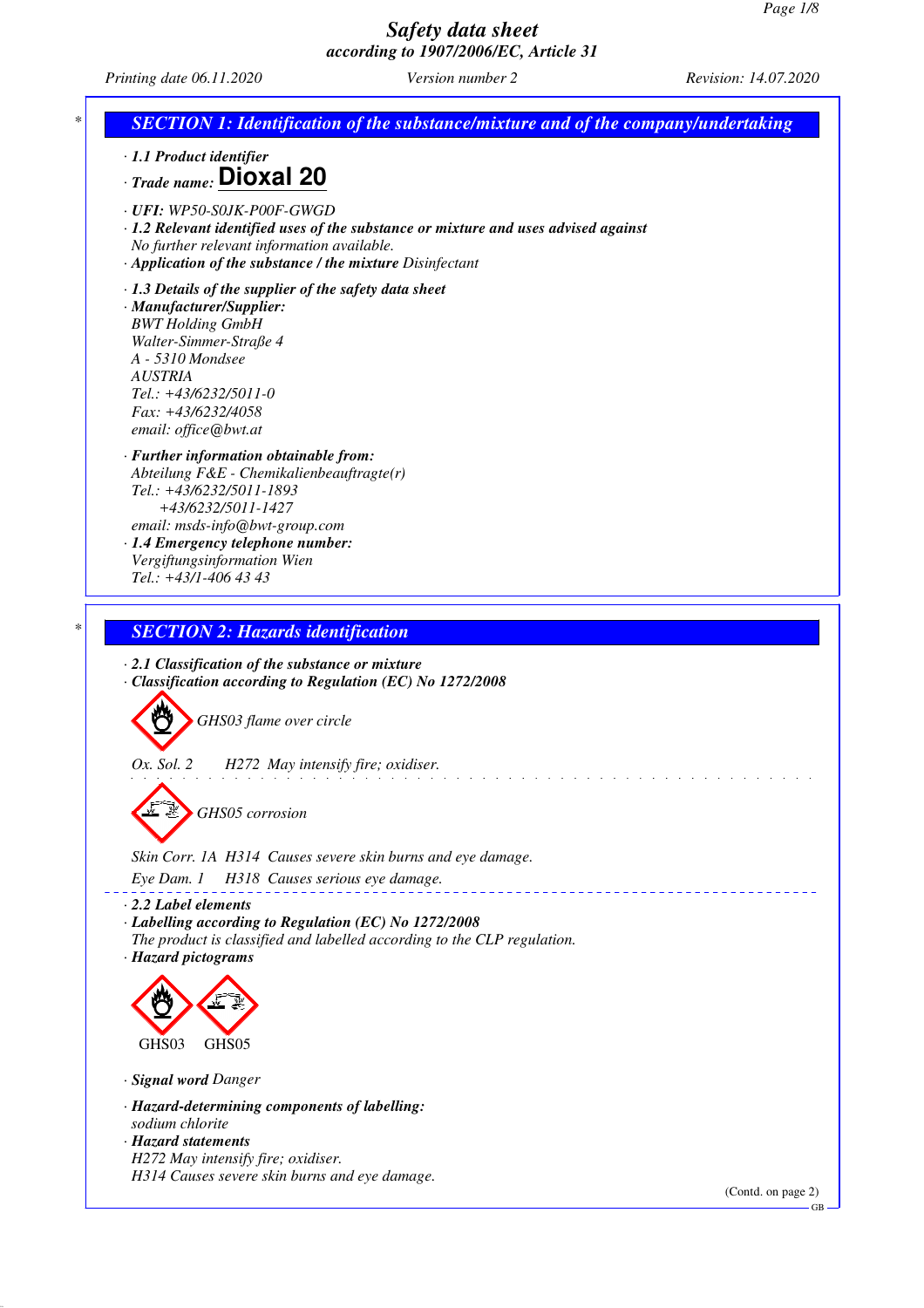# Safety data sheet
## according to 1907/2006/EC, Article 31

Printing date 06.11.2020 | Version number 2 | Revision: 14.07.2020

## * SECTION 1: Identification of the substance/mixture and of the company/undertaking

· **1.1 Product identifier**

· **Trade name: Dioxal 20**

· **UFI:** WP50-S0JK-P00F-GWGD

· **1.2 Relevant identified uses of the substance or mixture and uses advised against**
No further relevant information available.

· **Application of the substance / the mixture** Disinfectant

· **1.3 Details of the supplier of the safety data sheet**

· **Manufacturer/Supplier:**
BWT Holding GmbH
Walter-Simmer-Straße 4
A - 5310 Mondsee
AUSTRIA
Tel.: +43/6232/5011-0
Fax: +43/6232/4058
email: office@bwt.at

· **Further information obtainable from:**
Abteilung F&E - Chemikalienbeauftragte(r)
Tel.: +43/6232/5011-1893
+43/6232/5011-1427
email: msds-info@bwt-group.com

· **1.4 Emergency telephone number:**
Vergiftungsinformation Wien
Tel.: +43/1-406 43 43

## * SECTION 2: Hazards identification

· **2.1 Classification of the substance or mixture**

· **Classification according to Regulation (EC) No 1272/2008**

GHS03 flame over circle

Ox. Sol. 2 H272 May intensify fire; oxidiser.

GHS05 corrosion

Skin Corr. 1A H314 Causes severe skin burns and eye damage.

Eye Dam. 1 H318 Causes serious eye damage.

· **2.2 Label elements**

· **Labelling according to Regulation (EC) No 1272/2008**
The product is classified and labelled according to the CLP regulation.

· **Hazard pictograms**

GHS03 GHS05

· **Signal word** Danger

· **Hazard-determining components of labelling:**
sodium chlorite

· **Hazard statements**
H272 May intensify fire; oxidiser.
H314 Causes severe skin burns and eye damage.

(Contd. on page 2)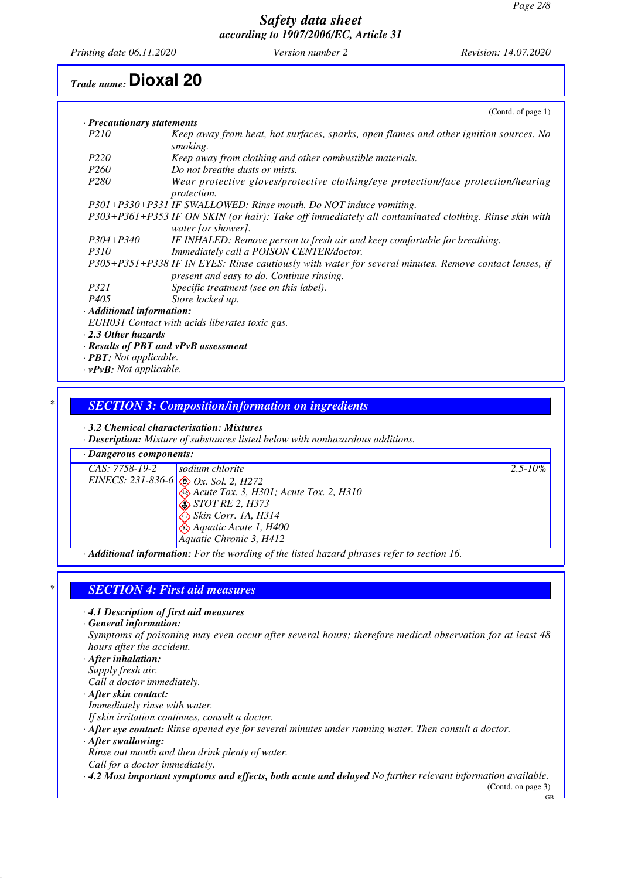*Trade name:* **Dioxal 20**

(Contd. of page 1)

· **Precautionary statements**

| | |
|---|---|
| P210 | Keep away from heat, hot surfaces, sparks, open flames and other ignition sources. No smoking. |
| P220 | Keep away from clothing and other combustible materials. |
| P260 | Do not breathe dusts or mists. |
| P280 | Wear protective gloves/protective clothing/eye protection/face protection/hearing protection. |
| P301+P330+P331 | IF SWALLOWED: Rinse mouth. Do NOT induce vomiting. |
| P303+P361+P353 | IF ON SKIN (or hair): Take off immediately all contaminated clothing. Rinse skin with water [or shower]. |
| P304+P340 | IF INHALED: Remove person to fresh air and keep comfortable for breathing. |
| P310 | Immediately call a POISON CENTER/doctor. |
| P305+P351+P338 | IF IN EYES: Rinse cautiously with water for several minutes. Remove contact lenses, if present and easy to do. Continue rinsing. |
| P321 | Specific treatment (see on this label). |
| P405 | Store locked up. |

· **Additional information:**
EUH031 Contact with acids liberates toxic gas.

· **2.3 Other hazards**
· **Results of PBT and vPvB assessment**
· **PBT:** Not applicable.
· **vPvB:** Not applicable.

## SECTION 3: Composition/information on ingredients

· **3.2 Chemical characterisation: Mixtures**
· **Description:** Mixture of substances listed below with nonhazardous additions.

· **Dangerous components:**

| | | |
|---|---|---|
| CAS: 7758-19-2<br>EINECS: 231-836-6 | sodium chlorite<br>Ox. Sol. 2, H272<br>Acute Tox. 3, H301; Acute Tox. 2, H310<br>STOT RE 2, H373<br>Skin Corr. 1A, H314<br>Aquatic Acute 1, H400<br>Aquatic Chronic 3, H412 | 2.5-10% |

· **Additional information:** For the wording of the listed hazard phrases refer to section 16.

## SECTION 4: First aid measures

· **4.1 Description of first aid measures**
· **General information:**
Symptoms of poisoning may even occur after several hours; therefore medical observation for at least 48 hours after the accident.
· **After inhalation:**
Supply fresh air.
Call a doctor immediately.
· **After skin contact:**
Immediately rinse with water.
If skin irritation continues, consult a doctor.
· **After eye contact:** Rinse opened eye for several minutes under running water. Then consult a doctor.
· **After swallowing:**
Rinse out mouth and then drink plenty of water.
Call for a doctor immediately.
· **4.2 Most important symptoms and effects, both acute and delayed** No further relevant information available.

(Contd. on page 3)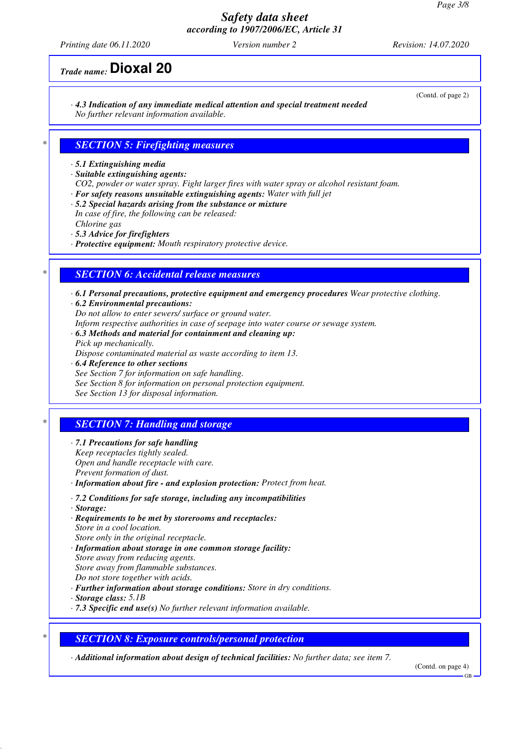## Trade name: **Dioxal 20**

(Contd. of page 2)

· *4.3 Indication of any immediate medical attention and special treatment needed*
No further relevant information available.

## SECTION 5: Firefighting measures

· **5.1 Extinguishing media**
· **Suitable extinguishing agents:**
$CO_2$, powder or water spray. Fight larger fires with water spray or alcohol resistant foam.
· **For safety reasons unsuitable extinguishing agents:** Water with full jet
· **5.2 Special hazards arising from the substance or mixture**
In case of fire, the following can be released:
Chlorine gas
· **5.3 Advice for firefighters**
· **Protective equipment:** Mouth respiratory protective device.

## SECTION 6: Accidental release measures

· **6.1 Personal precautions, protective equipment and emergency procedures** Wear protective clothing.
· **6.2 Environmental precautions:**
Do not allow to enter sewers/ surface or ground water.
Inform respective authorities in case of seepage into water course or sewage system.
· **6.3 Methods and material for containment and cleaning up:**
Pick up mechanically.
Dispose contaminated material as waste according to item 13.
· **6.4 Reference to other sections**
See Section 7 for information on safe handling.
See Section 8 for information on personal protection equipment.
See Section 13 for disposal information.

## SECTION 7: Handling and storage

· **7.1 Precautions for safe handling**
Keep receptacles tightly sealed.
Open and handle receptacle with care.
Prevent formation of dust.
· **Information about fire - and explosion protection:** Protect from heat.

· **7.2 Conditions for safe storage, including any incompatibilities**
· **Storage:**
· **Requirements to be met by storerooms and receptacles:**
Store in a cool location.
Store only in the original receptacle.
· **Information about storage in one common storage facility:**
Store away from reducing agents.
Store away from flammable substances.
Do not store together with acids.
· **Further information about storage conditions:** Store in dry conditions.
· **Storage class:** 5.1B
· **7.3 Specific end use(s)** No further relevant information available.

## SECTION 8: Exposure controls/personal protection

· **Additional information about design of technical facilities:** No further data; see item 7.

(Contd. on page 4)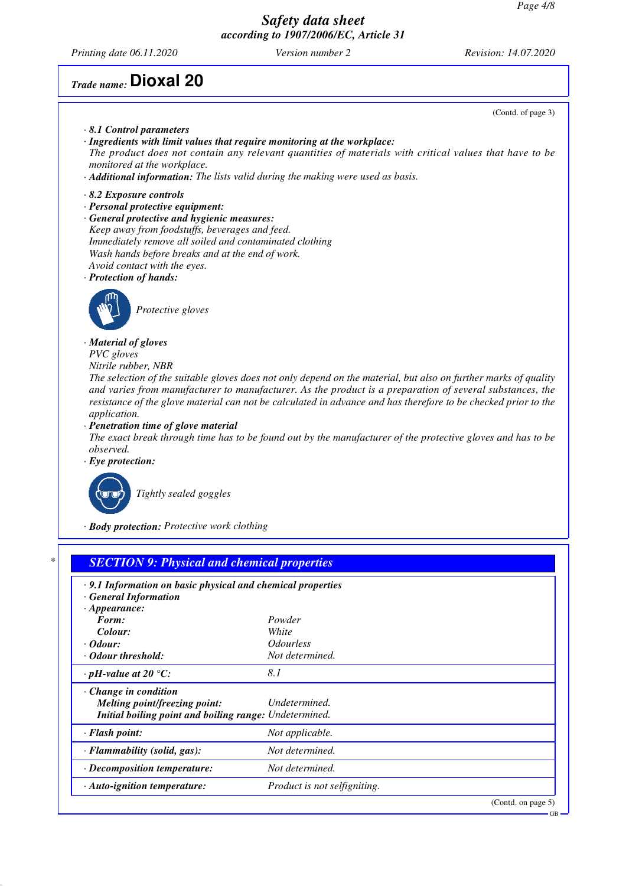## Trade name: Dioxal 20

(Contd. of page 3)

· **8.1 Control parameters**

· **Ingredients with limit values that require monitoring at the workplace:**
The product does not contain any relevant quantities of materials with critical values that have to be monitored at the workplace.

· **Additional information:** The lists valid during the making were used as basis.

· **8.2 Exposure controls**

· **Personal protective equipment:**

· **General protective and hygienic measures:**
Keep away from foodstuffs, beverages and feed.
Immediately remove all soiled and contaminated clothing
Wash hands before breaks and at the end of work.
Avoid contact with the eyes.

· **Protection of hands:**

Protective gloves

· **Material of gloves**
PVC gloves
Nitrile rubber, NBR
The selection of the suitable gloves does not only depend on the material, but also on further marks of quality and varies from manufacturer to manufacturer. As the product is a preparation of several substances, the resistance of the glove material can not be calculated in advance and has therefore to be checked prior to the application.

· **Penetration time of glove material**
The exact break through time has to be found out by the manufacturer of the protective gloves and has to be observed.

· **Eye protection:**

Tightly sealed goggles

· **Body protection:** Protective work clothing

## * SECTION 9: Physical and chemical properties

· **9.1 Information on basic physical and chemical properties**

· **General Information**

| | |
|---|---|
| · **Appearance:** | |
| **Form:** | Powder |
| **Colour:** | White |
| · **Odour:** | Odourless |
| · **Odour threshold:** | Not determined. |
| · **pH-value at 20 °C:** | 8.1 |
| · **Change in condition** | |
| **Melting point/freezing point:** | Undetermined. |
| **Initial boiling point and boiling range:** | Undetermined. |
| · **Flash point:** | Not applicable. |
| · **Flammability (solid, gas):** | Not determined. |
| · **Decomposition temperature:** | Not determined. |
| · **Auto-ignition temperature:** | Product is not selfigniting. |

(Contd. on page 5)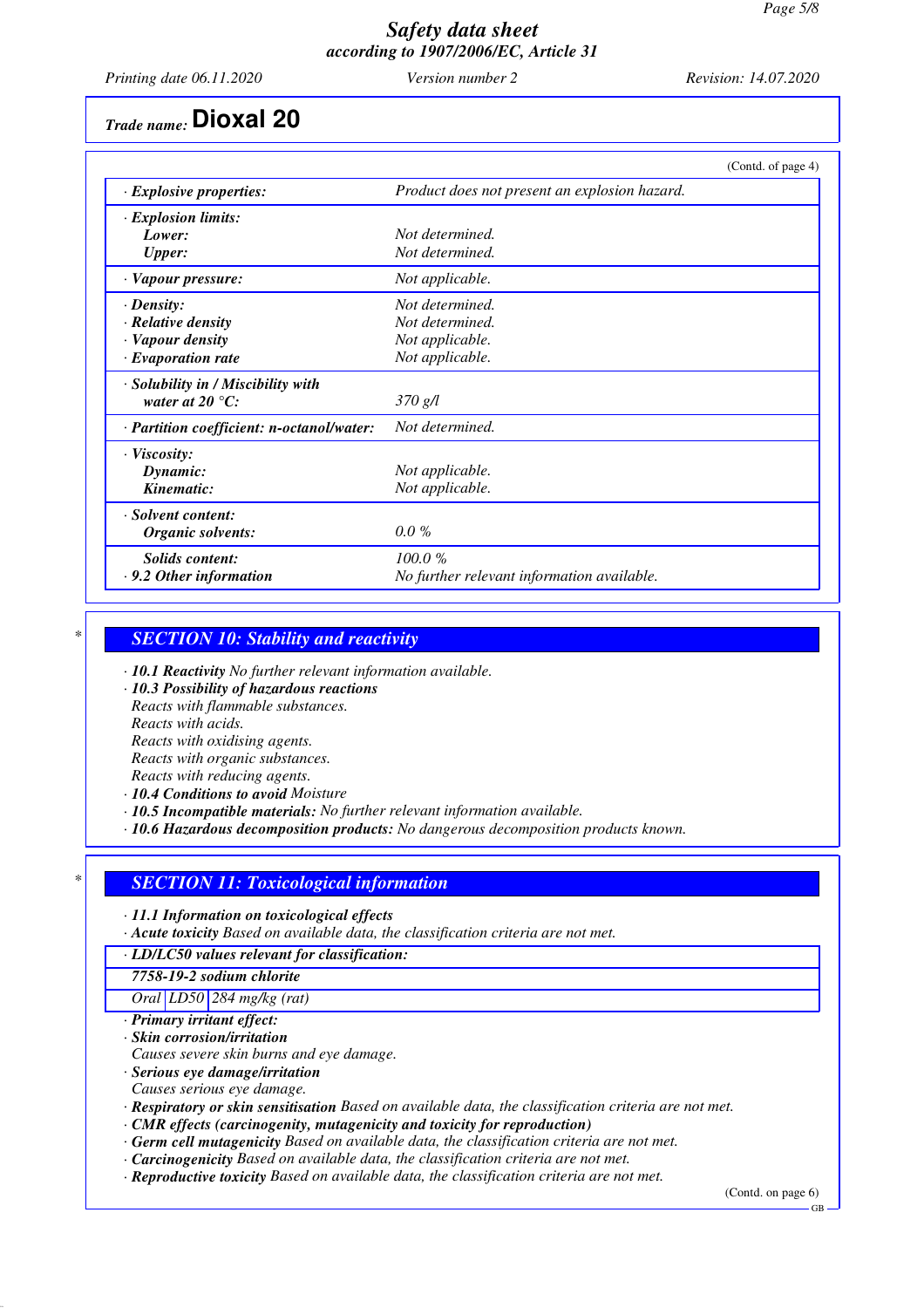## Trade name: Dioxal 20

(Contd. of page 4)

| | |
|---|---|
| · **Explosive properties:** | Product does not present an explosion hazard. |
| · **Explosion limits:** | |
| **Lower:** | Not determined. |
| **Upper:** | Not determined. |
| · **Vapour pressure:** | Not applicable. |
| · **Density:** | Not determined. |
| · **Relative density** | Not determined. |
| · **Vapour density** | Not applicable. |
| · **Evaporation rate** | Not applicable. |
| · **Solubility in / Miscibility with water at 20 °C:** | 370 g/l |
| · **Partition coefficient: n-octanol/water:** | Not determined. |
| · **Viscosity:** | |
| **Dynamic:** | Not applicable. |
| **Kinematic:** | Not applicable. |
| · **Solvent content:** | |
| **Organic solvents:** | 0.0 % |
| **Solids content:** | 100.0 % |
| · **9.2 Other information** | No further relevant information available. |

## SECTION 10: Stability and reactivity

- **10.1 Reactivity** No further relevant information available.
- **10.3 Possibility of hazardous reactions**
  Reacts with flammable substances.
  Reacts with acids.
  Reacts with oxidising agents.
  Reacts with organic substances.
  Reacts with reducing agents.
- **10.4 Conditions to avoid** Moisture
- **10.5 Incompatible materials:** No further relevant information available.
- **10.6 Hazardous decomposition products:** No dangerous decomposition products known.

## SECTION 11: Toxicological information

- **11.1 Information on toxicological effects**
- **Acute toxicity** Based on available data, the classification criteria are not met.

| · LD/LC50 values relevant for classification: | | |
|---|---|---|
| **7758-19-2 sodium chlorite** | | |
| Oral | LD50 | 284 mg/kg (rat) |

- **Primary irritant effect:**
- **Skin corrosion/irritation**
  Causes severe skin burns and eye damage.
- **Serious eye damage/irritation**
  Causes serious eye damage.
- **Respiratory or skin sensitisation** Based on available data, the classification criteria are not met.
- **CMR effects (carcinogenity, mutagenicity and toxicity for reproduction)**
- **Germ cell mutagenicity** Based on available data, the classification criteria are not met.
- **Carcinogenicity** Based on available data, the classification criteria are not met.
- **Reproductive toxicity** Based on available data, the classification criteria are not met.

(Contd. on page 6)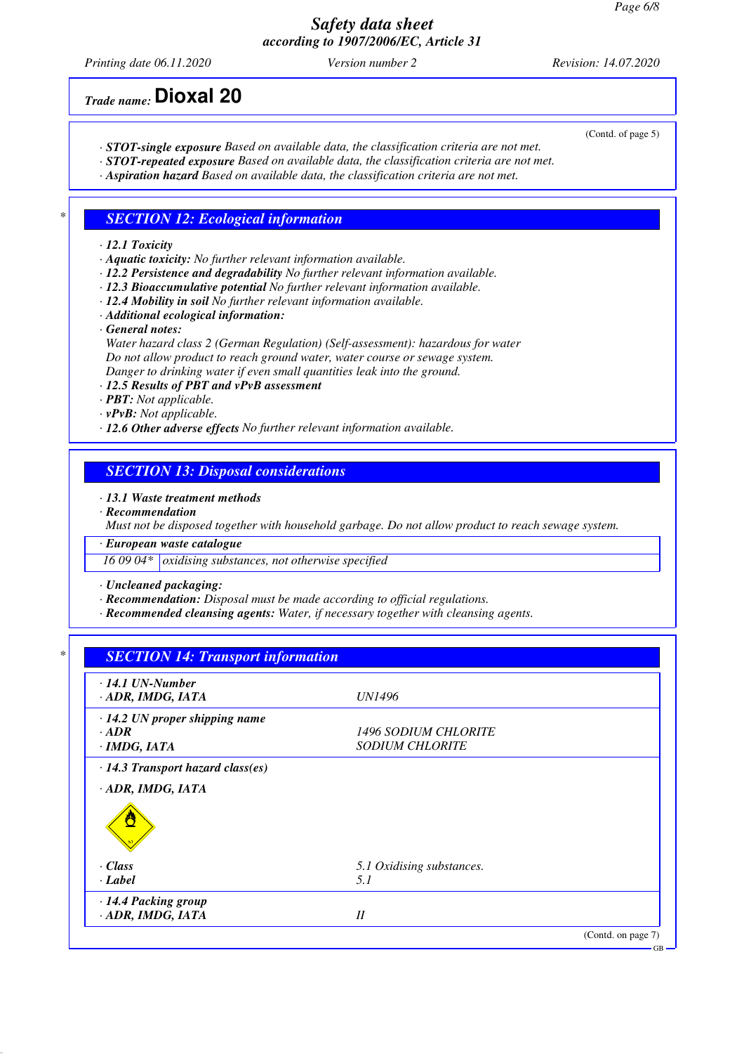**Safety data sheet**
**according to 1907/2006/EC, Article 31**

Printing date 06.11.2020 | Version number 2 | Revision: 14.07.2020

*Trade name:* **Dioxal 20**

(Contd. of page 5)

· ***STOT-single exposure*** *Based on available data, the classification criteria are not met.*
· ***STOT-repeated exposure*** *Based on available data, the classification criteria are not met.*
· ***Aspiration hazard*** *Based on available data, the classification criteria are not met.*

## SECTION 12: Ecological information

· ***12.1 Toxicity***
· ***Aquatic toxicity:*** *No further relevant information available.*
· ***12.2 Persistence and degradability*** *No further relevant information available.*
· ***12.3 Bioaccumulative potential*** *No further relevant information available.*
· ***12.4 Mobility in soil*** *No further relevant information available.*
· ***Additional ecological information:***
· ***General notes:***
*Water hazard class 2 (German Regulation) (Self-assessment): hazardous for water*
*Do not allow product to reach ground water, water course or sewage system.*
*Danger to drinking water if even small quantities leak into the ground.*
· ***12.5 Results of PBT and vPvB assessment***
· ***PBT:*** *Not applicable.*
· ***vPvB:*** *Not applicable.*
· ***12.6 Other adverse effects*** *No further relevant information available.*

## SECTION 13: Disposal considerations

· ***13.1 Waste treatment methods***
· ***Recommendation***
*Must not be disposed together with household garbage. Do not allow product to reach sewage system.*

| · European waste catalogue | |
|---|---|
| 16 09 04* | oxidising substances, not otherwise specified |

· ***Uncleaned packaging:***
· ***Recommendation:*** *Disposal must be made according to official regulations.*
· ***Recommended cleansing agents:*** *Water, if necessary together with cleansing agents.*

## SECTION 14: Transport information

| | |
|---|---|
| · **14.1 UN-Number** | |
| · **ADR, IMDG, IATA** | UN1496 |
| · **14.2 UN proper shipping name** | |
| · **ADR** | 1496 SODIUM CHLORITE |
| · **IMDG, IATA** | SODIUM CHLORITE |
| · **14.3 Transport hazard class(es)** | |
| · **ADR, IMDG, IATA** | |
| · **Class** | 5.1 Oxidising substances. |
| · **Label** | 5.1 |
| · **14.4 Packing group** | |
| · **ADR, IMDG, IATA** | II |

(Contd. on page 7)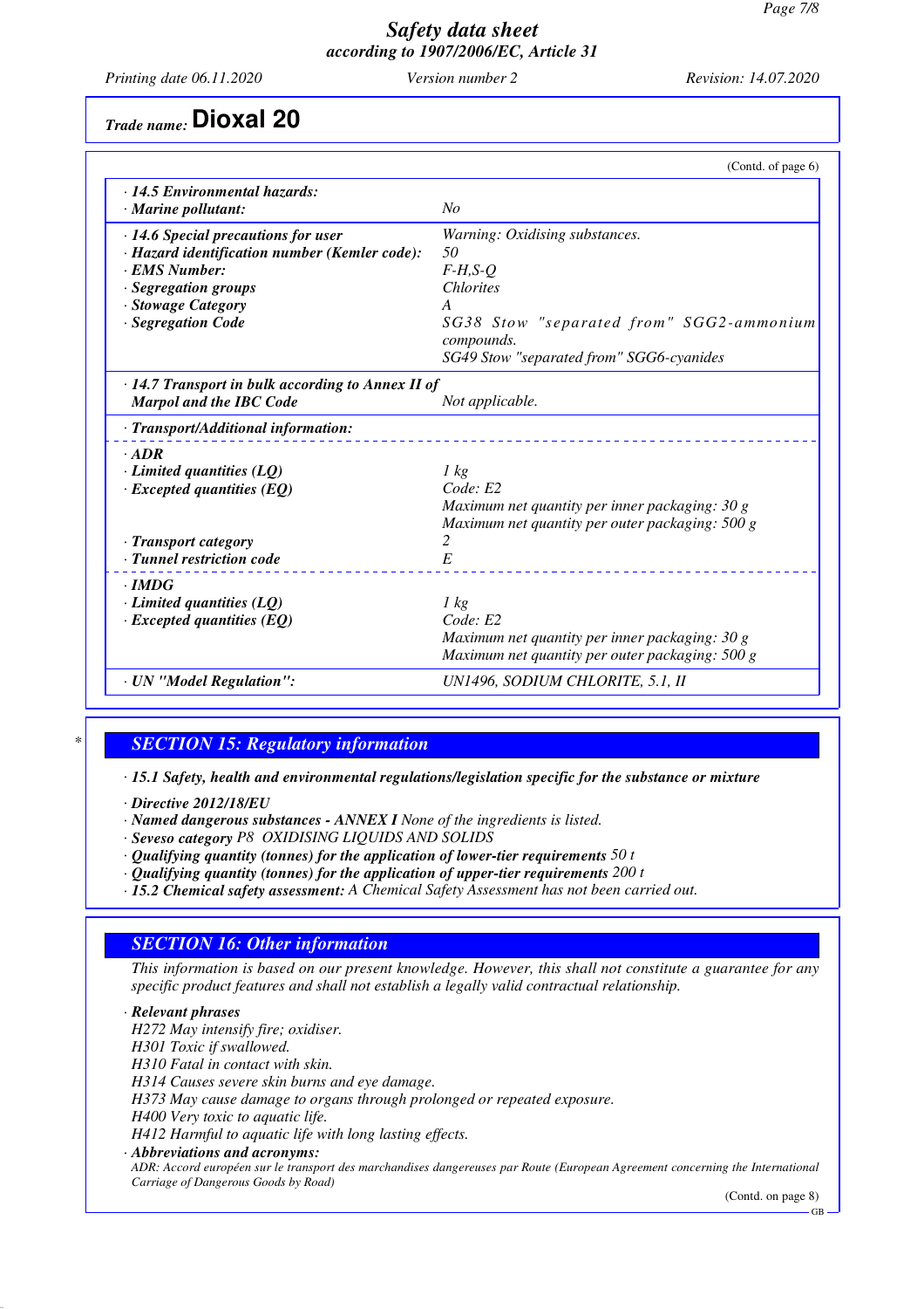Trade name: **Dioxal 20**

(Contd. of page 6)

| | |
|---|---|
| · **14.5 Environmental hazards:** | |
| · **Marine pollutant:** | No |
| · **14.6 Special precautions for user** | Warning: Oxidising substances. |
| · **Hazard identification number (Kemler code):** | 50 |
| · **EMS Number:** | F-H,S-Q |
| · **Segregation groups** | Chlorites |
| · **Stowage Category** | A |
| · **Segregation Code** | SG38 Stow "separated from" SGG2-ammonium compounds.<br>SG49 Stow "separated from" SGG6-cyanides |
| · **14.7 Transport in bulk according to Annex II of Marpol and the IBC Code** | Not applicable. |
| · **Transport/Additional information:** | |
| · **ADR** | |
| · **Limited quantities (LQ)** | 1 kg |
| · **Excepted quantities (EQ)** | Code: E2<br>Maximum net quantity per inner packaging: 30 g<br>Maximum net quantity per outer packaging: 500 g |
| · **Transport category** | 2 |
| · **Tunnel restriction code** | E |
| · **IMDG** | |
| · **Limited quantities (LQ)** | 1 kg |
| · **Excepted quantities (EQ)** | Code: E2<br>Maximum net quantity per inner packaging: 30 g<br>Maximum net quantity per outer packaging: 500 g |
| · **UN "Model Regulation":** | UN1496, SODIUM CHLORITE, 5.1, II |

\* 

## SECTION 15: Regulatory information

· **15.1 Safety, health and environmental regulations/legislation specific for the substance or mixture**

· **Directive 2012/18/EU**
· **Named dangerous substances - ANNEX I** None of the ingredients is listed.
· **Seveso category** P8 OXIDISING LIQUIDS AND SOLIDS
· **Qualifying quantity (tonnes) for the application of lower-tier requirements** 50 t
· **Qualifying quantity (tonnes) for the application of upper-tier requirements** 200 t
· **15.2 Chemical safety assessment:** A Chemical Safety Assessment has not been carried out.

## SECTION 16: Other information

This information is based on our present knowledge. However, this shall not constitute a guarantee for any specific product features and shall not establish a legally valid contractual relationship.

· **Relevant phrases**
H272 May intensify fire; oxidiser.
H301 Toxic if swallowed.
H310 Fatal in contact with skin.
H314 Causes severe skin burns and eye damage.
H373 May cause damage to organs through prolonged or repeated exposure.
H400 Very toxic to aquatic life.
H412 Harmful to aquatic life with long lasting effects.

· **Abbreviations and acronyms:**
ADR: Accord européen sur le transport des marchandises dangereuses par Route (European Agreement concerning the International Carriage of Dangerous Goods by Road)

(Contd. on page 8)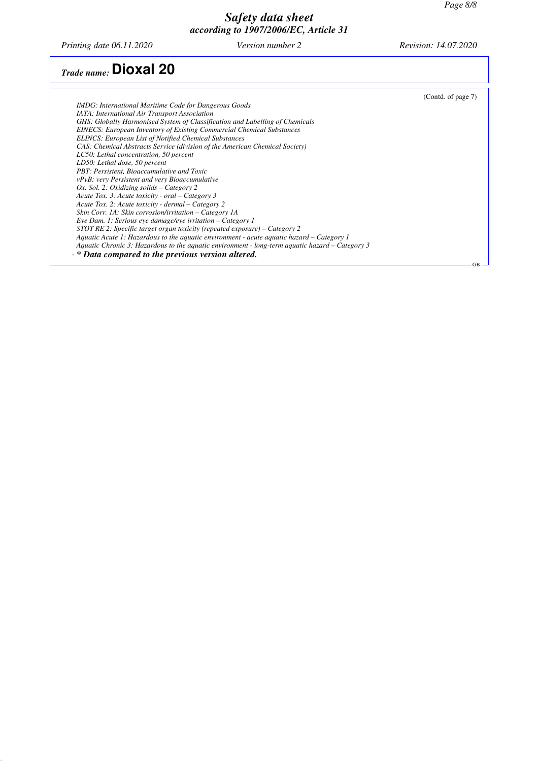(Contd. of page 7)

*IMDG: International Maritime Code for Dangerous Goods*
*IATA: International Air Transport Association*
*GHS: Globally Harmonised System of Classification and Labelling of Chemicals*
*EINECS: European Inventory of Existing Commercial Chemical Substances*
*ELINCS: European List of Notified Chemical Substances*
*CAS: Chemical Abstracts Service (division of the American Chemical Society)*
*LC50: Lethal concentration, 50 percent*
*LD50: Lethal dose, 50 percent*
*PBT: Persistent, Bioaccumulative and Toxic*
*vPvB: very Persistent and very Bioaccumulative*
*Ox. Sol. 2: Oxidizing solids – Category 2*
*Acute Tox. 3: Acute toxicity - oral – Category 3*
*Acute Tox. 2: Acute toxicity - dermal – Category 2*
*Skin Corr. 1A: Skin corrosion/irritation – Category 1A*
*Eye Dam. 1: Serious eye damage/eye irritation – Category 1*
*STOT RE 2: Specific target organ toxicity (repeated exposure) – Category 2*
*Aquatic Acute 1: Hazardous to the aquatic environment - acute aquatic hazard – Category 1*
*Aquatic Chronic 3: Hazardous to the aquatic environment - long-term aquatic hazard – Category 3*

· ***\* Data compared to the previous version altered.***

GB